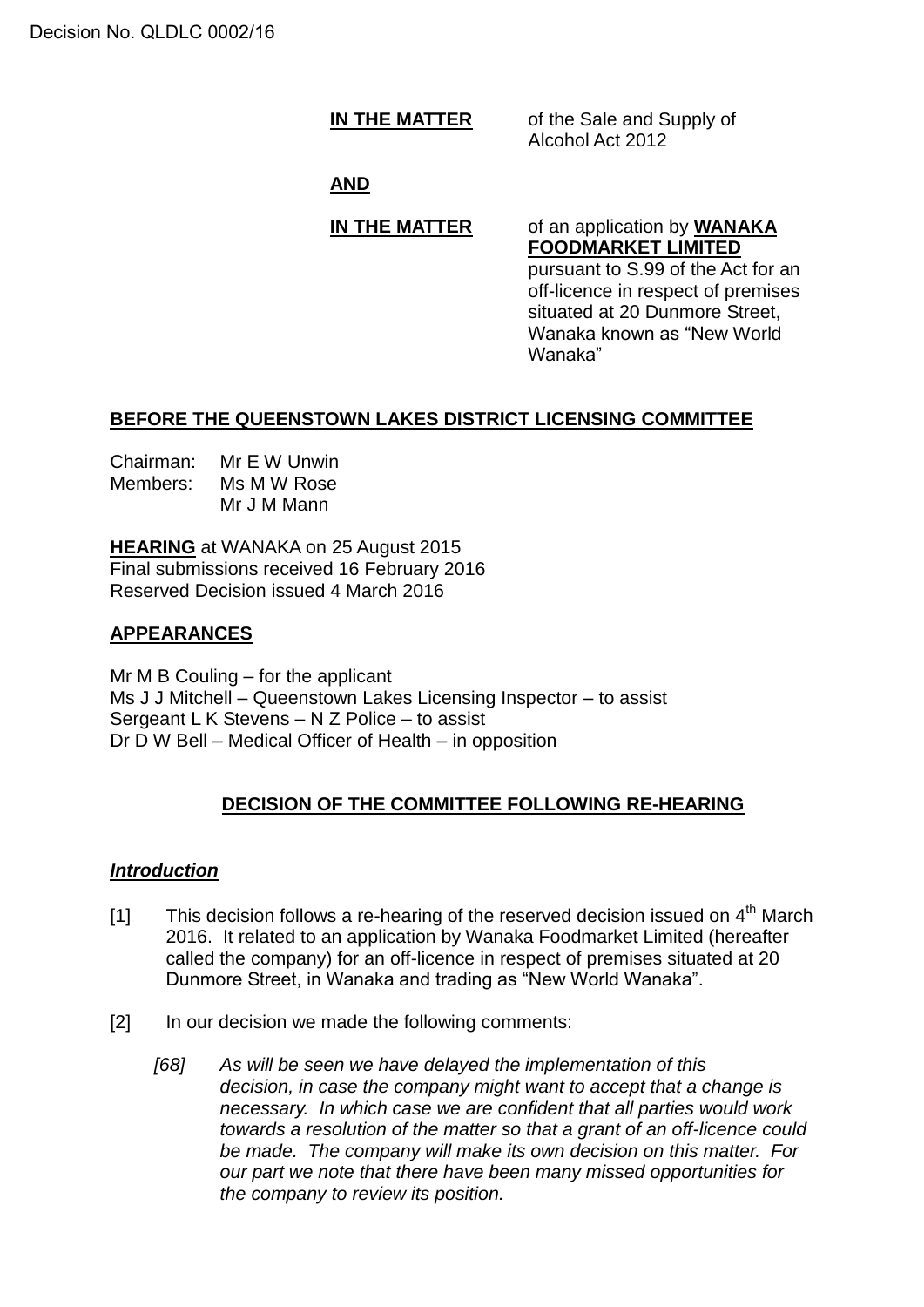Decision No. QLDLC 0002/16

**IN THE MATTER** of the Sale and Supply of Alcohol Act 2012

**AND**

**IN THE MATTER** of an application by **WANAKA FOODMARKET LIMITED** pursuant to S.99 of the Act for an off-licence in respect of premises situated at 20 Dunmore Street, Wanaka known as "New World Wanaka"

**BEFORE THE QUEENSTOWN LAKES DISTRICT LICENSING COMMITTEE**

Chairman: Mr E W Unwin
Members: Ms M W Rose
Mr J M Mann

**HEARING** at WANAKA on 25 August 2015
Final submissions received 16 February 2016
Reserved Decision issued 4 March 2016

**APPEARANCES**

Mr M B Couling – for the applicant
Ms J J Mitchell – Queenstown Lakes Licensing Inspector – to assist
Sergeant L K Stevens – N Z Police – to assist
Dr D W Bell – Medical Officer of Health – in opposition

**DECISION OF THE COMMITTEE FOLLOWING RE-HEARING**

***Introduction***

[1] This decision follows a re-hearing of the reserved decision issued on 4th March 2016. It related to an application by Wanaka Foodmarket Limited (hereafter called the company) for an off-licence in respect of premises situated at 20 Dunmore Street, in Wanaka and trading as "New World Wanaka".

[2] In our decision we made the following comments:

> *[68] As will be seen we have delayed the implementation of this decision, in case the company might want to accept that a change is necessary. In which case we are confident that all parties would work towards a resolution of the matter so that a grant of an off-licence could be made. The company will make its own decision on this matter. For our part we note that there have been many missed opportunities for the company to review its position.*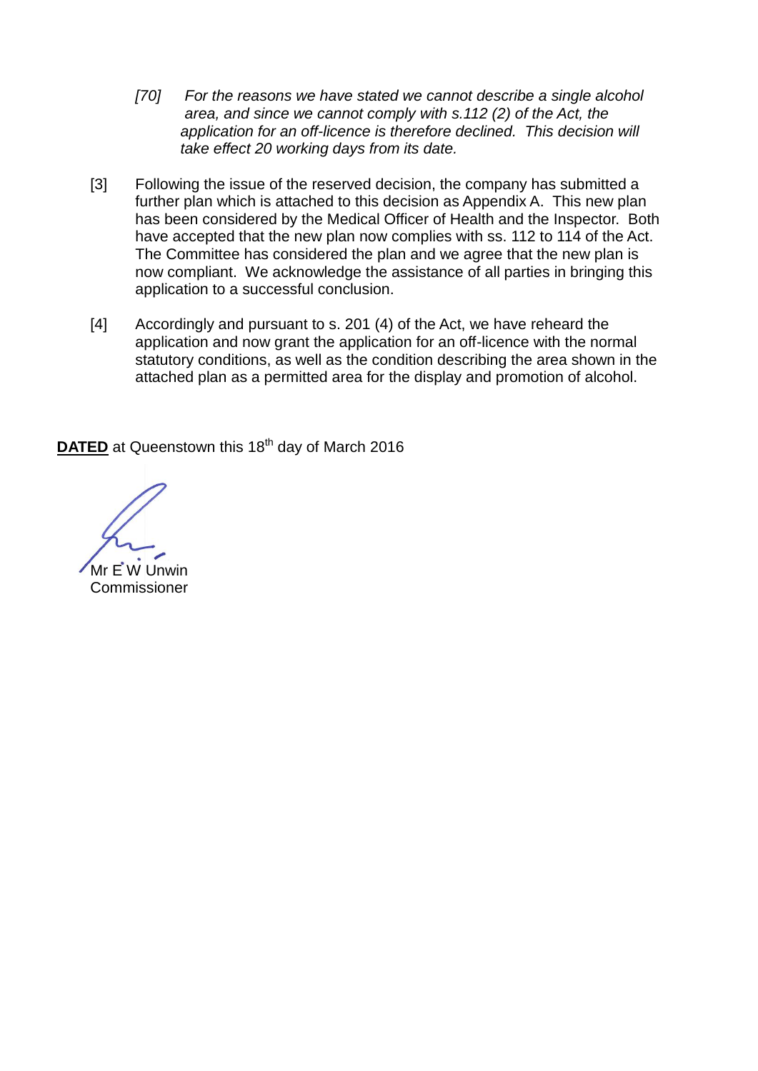> *[70] For the reasons we have stated we cannot describe a single alcohol area, and since we cannot comply with s.112 (2) of the Act, the application for an off-licence is therefore declined. This decision will take effect 20 working days from its date.*

[3] Following the issue of the reserved decision, the company has submitted a further plan which is attached to this decision as Appendix A. This new plan has been considered by the Medical Officer of Health and the Inspector. Both have accepted that the new plan now complies with ss. 112 to 114 of the Act. The Committee has considered the plan and we agree that the new plan is now compliant. We acknowledge the assistance of all parties in bringing this application to a successful conclusion.

[4] Accordingly and pursuant to s. 201 (4) of the Act, we have reheard the application and now grant the application for an off-licence with the normal statutory conditions, as well as the condition describing the area shown in the attached plan as a permitted area for the display and promotion of alcohol.

**DATED** at Queenstown this 18th day of March 2016

Mr E W Unwin
Commissioner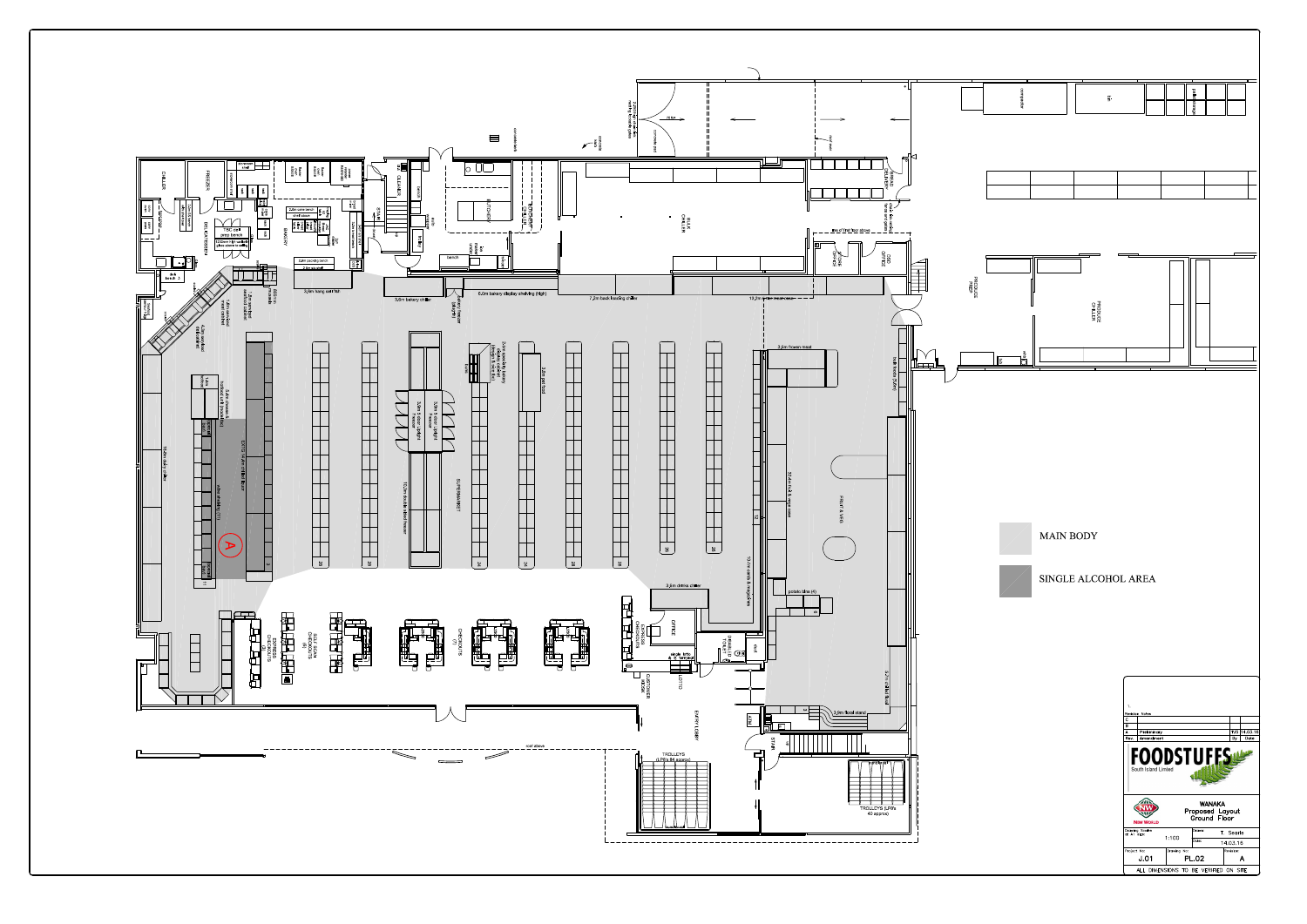MAIN BODY

SINGLE ALCOHOL AREA

| | | | |
|---|---|---|---|
| A | Preliminary | TJS | 14.03.16 |
| Rev. | Amendment | By | Date |

FOODSTUFFS
South Island Limited

NEW WORLD

WANAKA
Proposed Layout
Ground Floor

| | | | |
|---|---|---|---|
| Drawing Scales @ A1 Sheet | 1:100 | Drawn | T. Searle |
| | | Date | 14.03.16 |
| Project No. | Drawing No. | | Revision |
| J.01 | PL.02 | | A |

ALL DIMENSIONS TO BE VERIFIED ON SITE